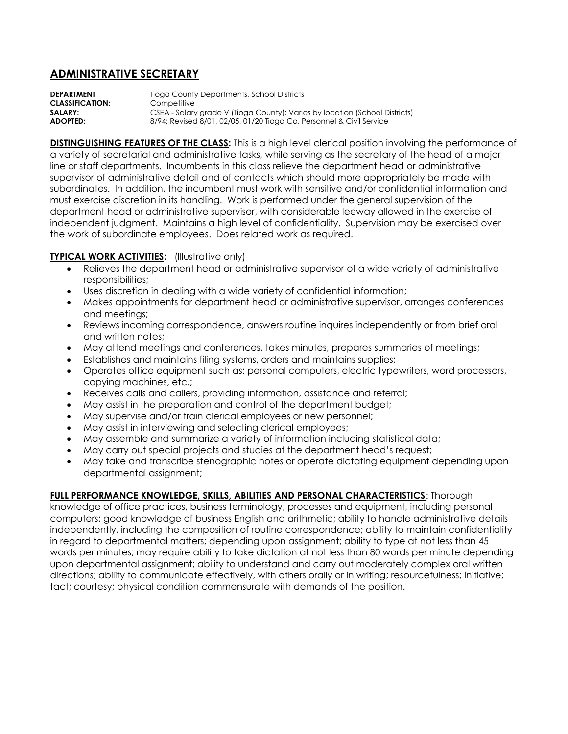# ADMINISTRATIVE SECRETARY

**DEPARTMENT** Tioga County Departments, School Districts
**CLASSIFICATION:** Competitive
**SALARY:** CSEA - Salary grade V (Tioga County); Varies by location (School Districts)
**ADOPTED:** 8/94; Revised 8/01, 02/05, 01/20 Tioga Co. Personnel & Civil Service

**DISTINGUISHING FEATURES OF THE CLASS:** This is a high level clerical position involving the performance of a variety of secretarial and administrative tasks, while serving as the secretary of the head of a major line or staff departments. Incumbents in this class relieve the department head or administrative supervisor of administrative detail and of contacts which should more appropriately be made with subordinates. In addition, the incumbent must work with sensitive and/or confidential information and must exercise discretion in its handling. Work is performed under the general supervision of the department head or administrative supervisor, with considerable leeway allowed in the exercise of independent judgment. Maintains a high level of confidentiality. Supervision may be exercised over the work of subordinate employees. Does related work as required.

**TYPICAL WORK ACTIVITIES:** (Illustrative only)

- Relieves the department head or administrative supervisor of a wide variety of administrative responsibilities;
- Uses discretion in dealing with a wide variety of confidential information;
- Makes appointments for department head or administrative supervisor, arranges conferences and meetings;
- Reviews incoming correspondence, answers routine inquires independently or from brief oral and written notes;
- May attend meetings and conferences, takes minutes, prepares summaries of meetings;
- Establishes and maintains filing systems, orders and maintains supplies;
- Operates office equipment such as: personal computers, electric typewriters, word processors, copying machines, etc.;
- Receives calls and callers, providing information, assistance and referral;
- May assist in the preparation and control of the department budget;
- May supervise and/or train clerical employees or new personnel;
- May assist in interviewing and selecting clerical employees;
- May assemble and summarize a variety of information including statistical data;
- May carry out special projects and studies at the department head's request;
- May take and transcribe stenographic notes or operate dictating equipment depending upon departmental assignment;

**FULL PERFORMANCE KNOWLEDGE, SKILLS, ABILITIES AND PERSONAL CHARACTERISTICS**: Thorough knowledge of office practices, business terminology, processes and equipment, including personal computers; good knowledge of business English and arithmetic; ability to handle administrative details independently, including the composition of routine correspondence; ability to maintain confidentiality in regard to departmental matters; depending upon assignment; ability to type at not less than 45 words per minutes; may require ability to take dictation at not less than 80 words per minute depending upon departmental assignment; ability to understand and carry out moderately complex oral written directions; ability to communicate effectively, with others orally or in writing; resourcefulness; initiative; tact; courtesy; physical condition commensurate with demands of the position.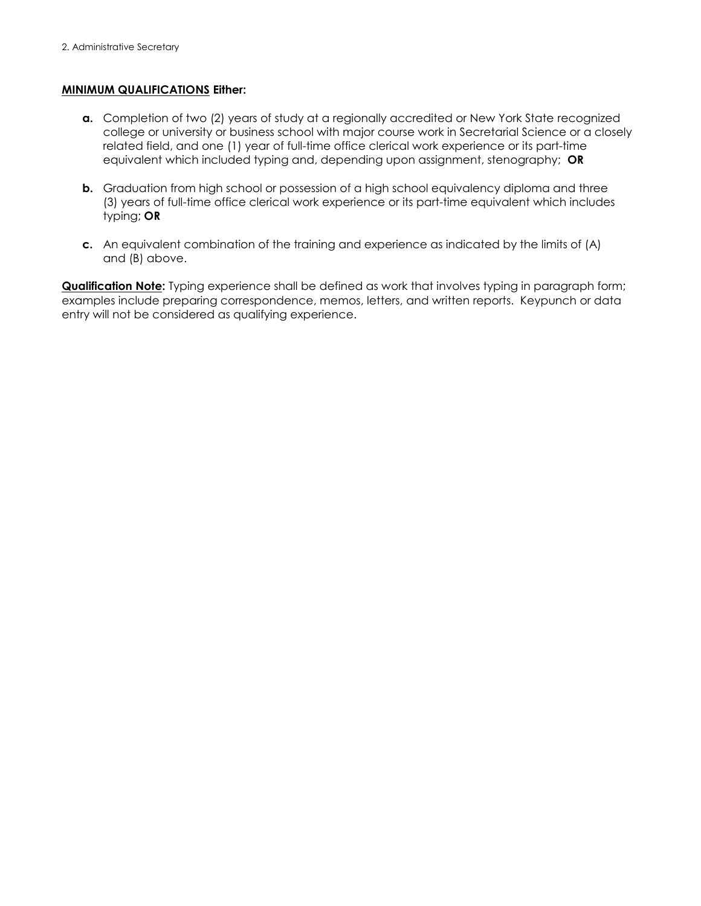**MINIMUM QUALIFICATIONS Either:**

- **a.** Completion of two (2) years of study at a regionally accredited or New York State recognized college or university or business school with major course work in Secretarial Science or a closely related field, and one (1) year of full-time office clerical work experience or its part-time equivalent which included typing and, depending upon assignment, stenography; **OR**

- **b.** Graduation from high school or possession of a high school equivalency diploma and three (3) years of full-time office clerical work experience or its part-time equivalent which includes typing; **OR**

- **c.** An equivalent combination of the training and experience as indicated by the limits of (A) and (B) above.

**Qualification Note:** Typing experience shall be defined as work that involves typing in paragraph form; examples include preparing correspondence, memos, letters, and written reports. Keypunch or data entry will not be considered as qualifying experience.